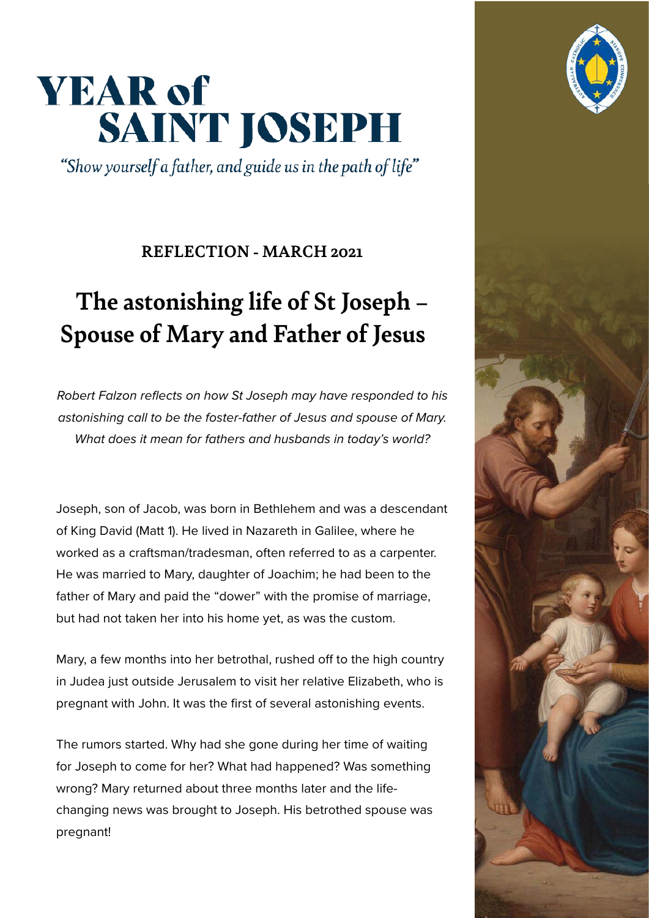# YEAR of SAINT JOSEPH

*"Show yourself a father, and guide us in the path of life"*

**REFLECTION - MARCH 2021**

## The astonishing life of St Joseph – Spouse of Mary and Father of Jesus

*Robert Falzon reflects on how St Joseph may have responded to his astonishing call to be the foster-father of Jesus and spouse of Mary. What does it mean for fathers and husbands in today's world?*

Joseph, son of Jacob, was born in Bethlehem and was a descendant of King David (Matt 1). He lived in Nazareth in Galilee, where he worked as a craftsman/tradesman, often referred to as a carpenter. He was married to Mary, daughter of Joachim; he had been to the father of Mary and paid the "dower" with the promise of marriage, but had not taken her into his home yet, as was the custom.

Mary, a few months into her betrothal, rushed off to the high country in Judea just outside Jerusalem to visit her relative Elizabeth, who is pregnant with John. It was the first of several astonishing events.

The rumors started. Why had she gone during her time of waiting for Joseph to come for her? What had happened? Was something wrong? Mary returned about three months later and the life-changing news was brought to Joseph. His betrothed spouse was pregnant!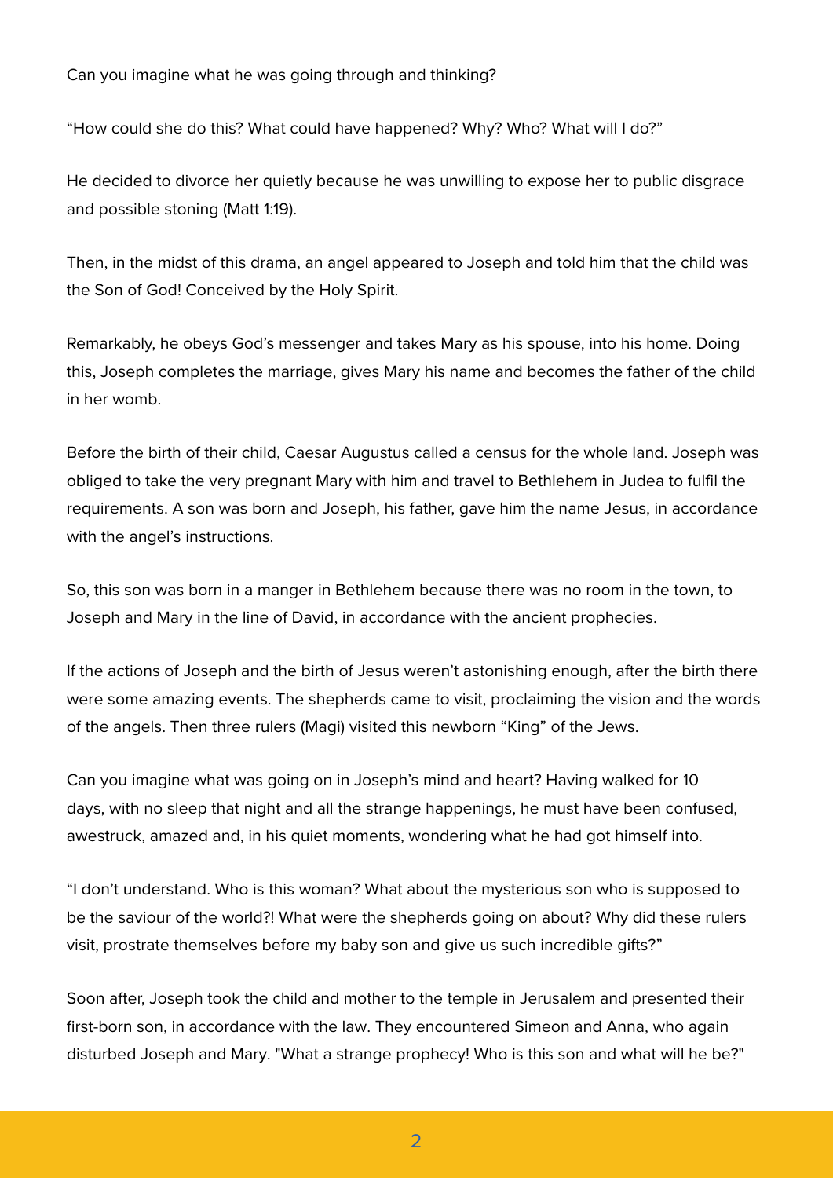Can you imagine what he was going through and thinking?

“How could she do this? What could have happened? Why? Who? What will I do?”

He decided to divorce her quietly because he was unwilling to expose her to public disgrace and possible stoning (Matt 1:19).

Then, in the midst of this drama, an angel appeared to Joseph and told him that the child was the Son of God! Conceived by the Holy Spirit.

Remarkably, he obeys God’s messenger and takes Mary as his spouse, into his home. Doing this, Joseph completes the marriage, gives Mary his name and becomes the father of the child in her womb.

Before the birth of their child, Caesar Augustus called a census for the whole land. Joseph was obliged to take the very pregnant Mary with him and travel to Bethlehem in Judea to fulfil the requirements. A son was born and Joseph, his father, gave him the name Jesus, in accordance with the angel’s instructions.

So, this son was born in a manger in Bethlehem because there was no room in the town, to Joseph and Mary in the line of David, in accordance with the ancient prophecies.

If the actions of Joseph and the birth of Jesus weren’t astonishing enough, after the birth there were some amazing events. The shepherds came to visit, proclaiming the vision and the words of the angels. Then three rulers (Magi) visited this newborn “King” of the Jews.

Can you imagine what was going on in Joseph’s mind and heart? Having walked for 10 days, with no sleep that night and all the strange happenings, he must have been confused, awestruck, amazed and, in his quiet moments, wondering what he had got himself into.

“I don’t understand. Who is this woman? What about the mysterious son who is supposed to be the saviour of the world?! What were the shepherds going on about? Why did these rulers visit, prostrate themselves before my baby son and give us such incredible gifts?”

Soon after, Joseph took the child and mother to the temple in Jerusalem and presented their first-born son, in accordance with the law. They encountered Simeon and Anna, who again disturbed Joseph and Mary. "What a strange prophecy! Who is this son and what will he be?"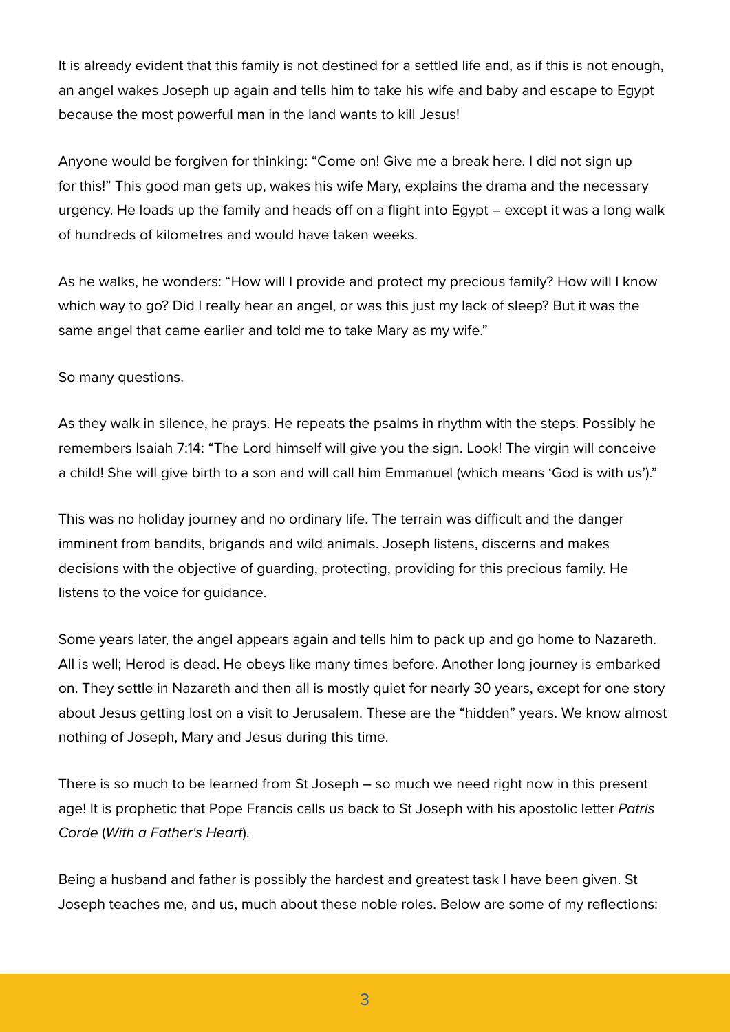It is already evident that this family is not destined for a settled life and, as if this is not enough, an angel wakes Joseph up again and tells him to take his wife and baby and escape to Egypt because the most powerful man in the land wants to kill Jesus!

Anyone would be forgiven for thinking: "Come on! Give me a break here. I did not sign up for this!" This good man gets up, wakes his wife Mary, explains the drama and the necessary urgency. He loads up the family and heads off on a flight into Egypt – except it was a long walk of hundreds of kilometres and would have taken weeks.

As he walks, he wonders: "How will I provide and protect my precious family? How will I know which way to go? Did I really hear an angel, or was this just my lack of sleep? But it was the same angel that came earlier and told me to take Mary as my wife."

So many questions.

As they walk in silence, he prays. He repeats the psalms in rhythm with the steps. Possibly he remembers Isaiah 7:14: "The Lord himself will give you the sign. Look! The virgin will conceive a child! She will give birth to a son and will call him Emmanuel (which means 'God is with us')."

This was no holiday journey and no ordinary life. The terrain was difficult and the danger imminent from bandits, brigands and wild animals. Joseph listens, discerns and makes decisions with the objective of guarding, protecting, providing for this precious family. He listens to the voice for guidance.

Some years later, the angel appears again and tells him to pack up and go home to Nazareth. All is well; Herod is dead. He obeys like many times before. Another long journey is embarked on. They settle in Nazareth and then all is mostly quiet for nearly 30 years, except for one story about Jesus getting lost on a visit to Jerusalem. These are the "hidden" years. We know almost nothing of Joseph, Mary and Jesus during this time.

There is so much to be learned from St Joseph – so much we need right now in this present age! It is prophetic that Pope Francis calls us back to St Joseph with his apostolic letter *Patris Corde* (*With a Father's Heart*).

Being a husband and father is possibly the hardest and greatest task I have been given. St Joseph teaches me, and us, much about these noble roles. Below are some of my reflections: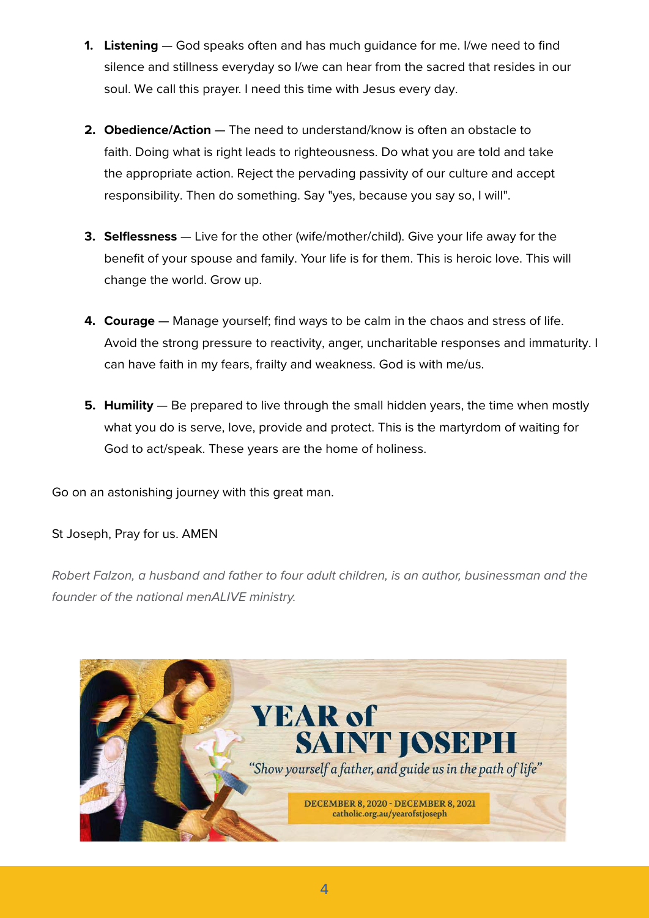1. **Listening** — God speaks often and has much guidance for me. I/we need to find silence and stillness everyday so I/we can hear from the sacred that resides in our soul. We call this prayer. I need this time with Jesus every day.

2. **Obedience/Action** — The need to understand/know is often an obstacle to faith. Doing what is right leads to righteousness. Do what you are told and take the appropriate action. Reject the pervading passivity of our culture and accept responsibility. Then do something. Say "yes, because you say so, I will".

3. **Selflessness** — Live for the other (wife/mother/child). Give your life away for the benefit of your spouse and family. Your life is for them. This is heroic love. This will change the world. Grow up.

4. **Courage** — Manage yourself; find ways to be calm in the chaos and stress of life. Avoid the strong pressure to reactivity, anger, uncharitable responses and immaturity. I can have faith in my fears, frailty and weakness. God is with me/us.

5. **Humility** — Be prepared to live through the small hidden years, the time when mostly what you do is serve, love, provide and protect. This is the martyrdom of waiting for God to act/speak. These years are the home of holiness.

Go on an astonishing journey with this great man.

St Joseph, Pray for us. AMEN

*Robert Falzon, a husband and father to four adult children, is an author, businessman and the founder of the national menALIVE ministry.*

YEAR of SAINT JOSEPH

"Show yourself a father, and guide us in the path of life"

DECEMBER 8, 2020 - DECEMBER 8, 2021

catholic.org.au/yearofstjoseph